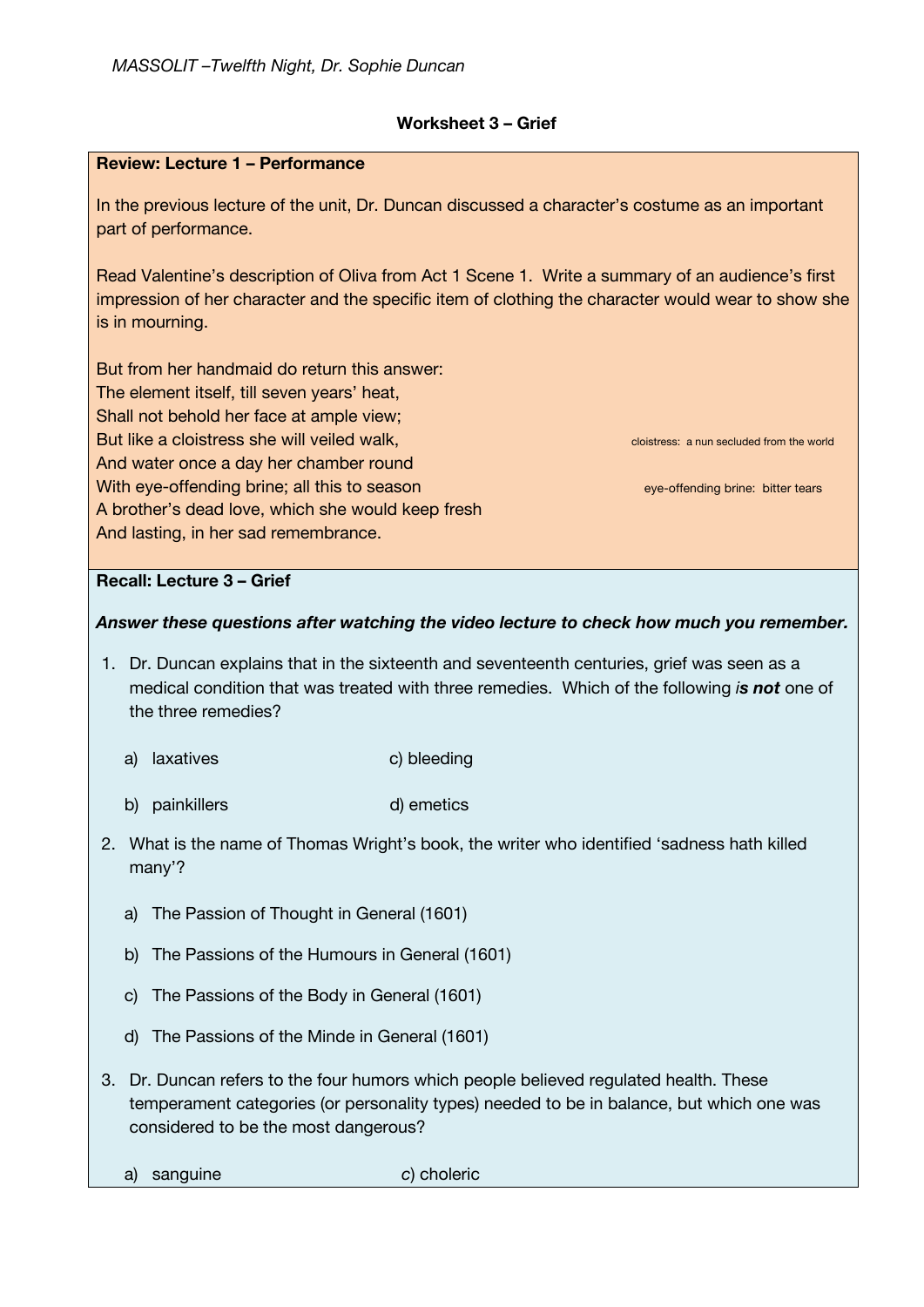*MASSOLIT –Twelfth Night, Dr. Sophie Duncan*

## Worksheet 3 – Grief

### Review: Lecture 1 – Performance

In the previous lecture of the unit, Dr. Duncan discussed a character's costume as an important part of performance.

Read Valentine's description of Oliva from Act 1 Scene 1. Write a summary of an audience's first impression of her character and the specific item of clothing the character would wear to show she is in mourning.

But from her handmaid do return this answer:
The element itself, till seven years' heat,
Shall not behold her face at ample view;
But like a cloistress she will veiled walk, — cloistress: a nun secluded from the world
And water once a day her chamber round
With eye-offending brine; all this to season — eye-offending brine: bitter tears
A brother's dead love, which she would keep fresh
And lasting, in her sad remembrance.

### Recall: Lecture 3 – Grief

***Answer these questions after watching the video lecture to check how much you remember.***

1. Dr. Duncan explains that in the sixteenth and seventeenth centuries, grief was seen as a medical condition that was treated with three remedies. Which of the following *is **not*** one of the three remedies?

   a) laxatives
   b) painkillers
   c) bleeding
   d) emetics

2. What is the name of Thomas Wright's book, the writer who identified 'sadness hath killed many'?

   a) The Passion of Thought in General (1601)
   b) The Passions of the Humours in General (1601)
   c) The Passions of the Body in General (1601)
   d) The Passions of the Minde in General (1601)

3. Dr. Duncan refers to the four humors which people believed regulated health. These temperament categories (or personality types) needed to be in balance, but which one was considered to be the most dangerous?

   a) sanguine
   c) choleric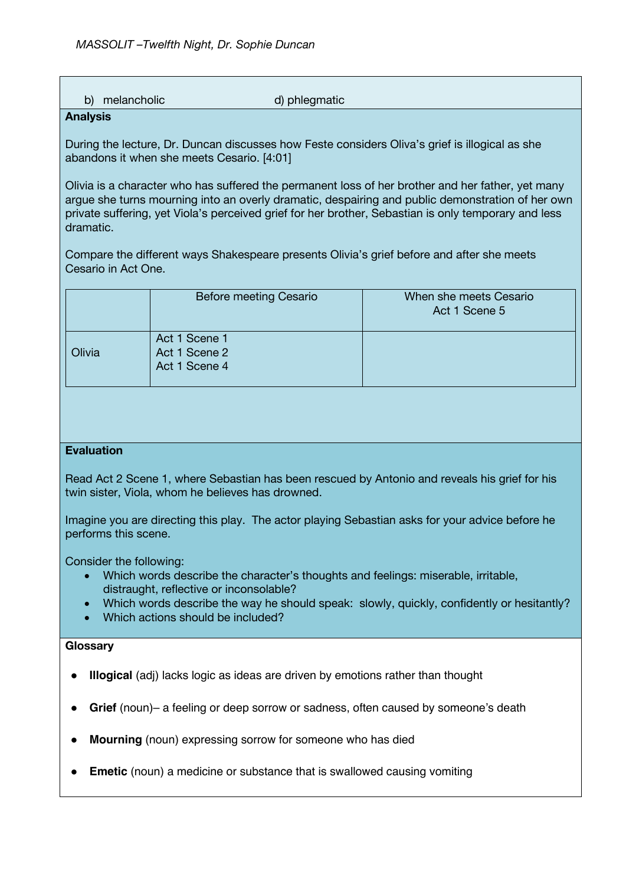b) melancholic d) phlegmatic

**Analysis**

During the lecture, Dr. Duncan discusses how Feste considers Oliva's grief is illogical as she abandons it when she meets Cesario. [4:01]

Olivia is a character who has suffered the permanent loss of her brother and her father, yet many argue she turns mourning into an overly dramatic, despairing and public demonstration of her own private suffering, yet Viola's perceived grief for her brother, Sebastian is only temporary and less dramatic.

Compare the different ways Shakespeare presents Olivia's grief before and after she meets Cesario in Act One.

| | Before meeting Cesario | When she meets Cesario Act 1 Scene 5 |
|---|---|---|
| Olivia | Act 1 Scene 1<br>Act 1 Scene 2<br>Act 1 Scene 4 | |

**Evaluation**

Read Act 2 Scene 1, where Sebastian has been rescued by Antonio and reveals his grief for his twin sister, Viola, whom he believes has drowned.

Imagine you are directing this play. The actor playing Sebastian asks for your advice before he performs this scene.

Consider the following:

- Which words describe the character's thoughts and feelings: miserable, irritable, distraught, reflective or inconsolable?
- Which words describe the way he should speak: slowly, quickly, confidently or hesitantly?
- Which actions should be included?

**Glossary**

- **Illogical** (adj) lacks logic as ideas are driven by emotions rather than thought
- **Grief** (noun)– a feeling or deep sorrow or sadness, often caused by someone's death
- **Mourning** (noun) expressing sorrow for someone who has died
- **Emetic** (noun) a medicine or substance that is swallowed causing vomiting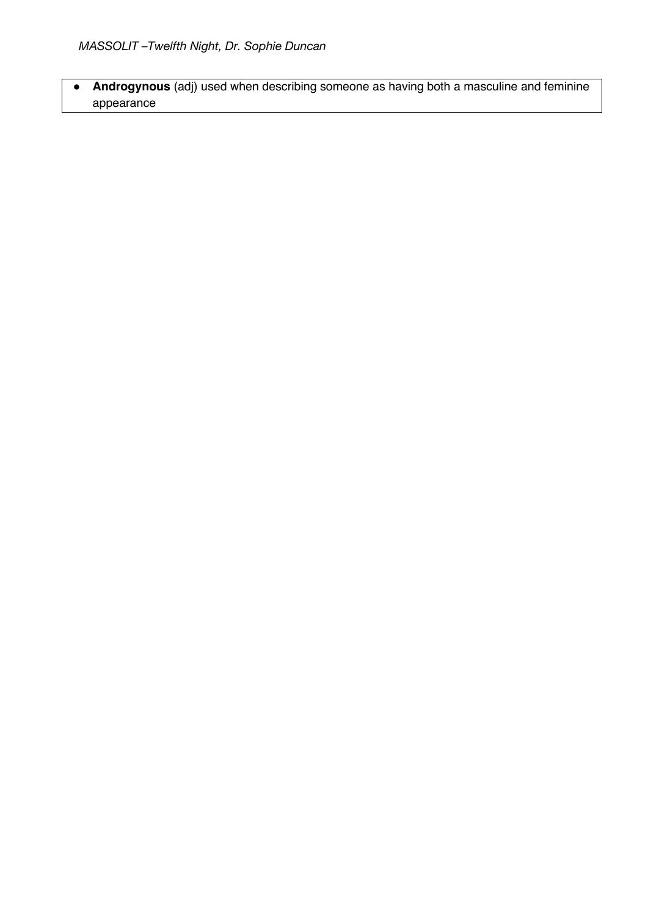- **Androgynous** (adj) used when describing someone as having both a masculine and feminine appearance